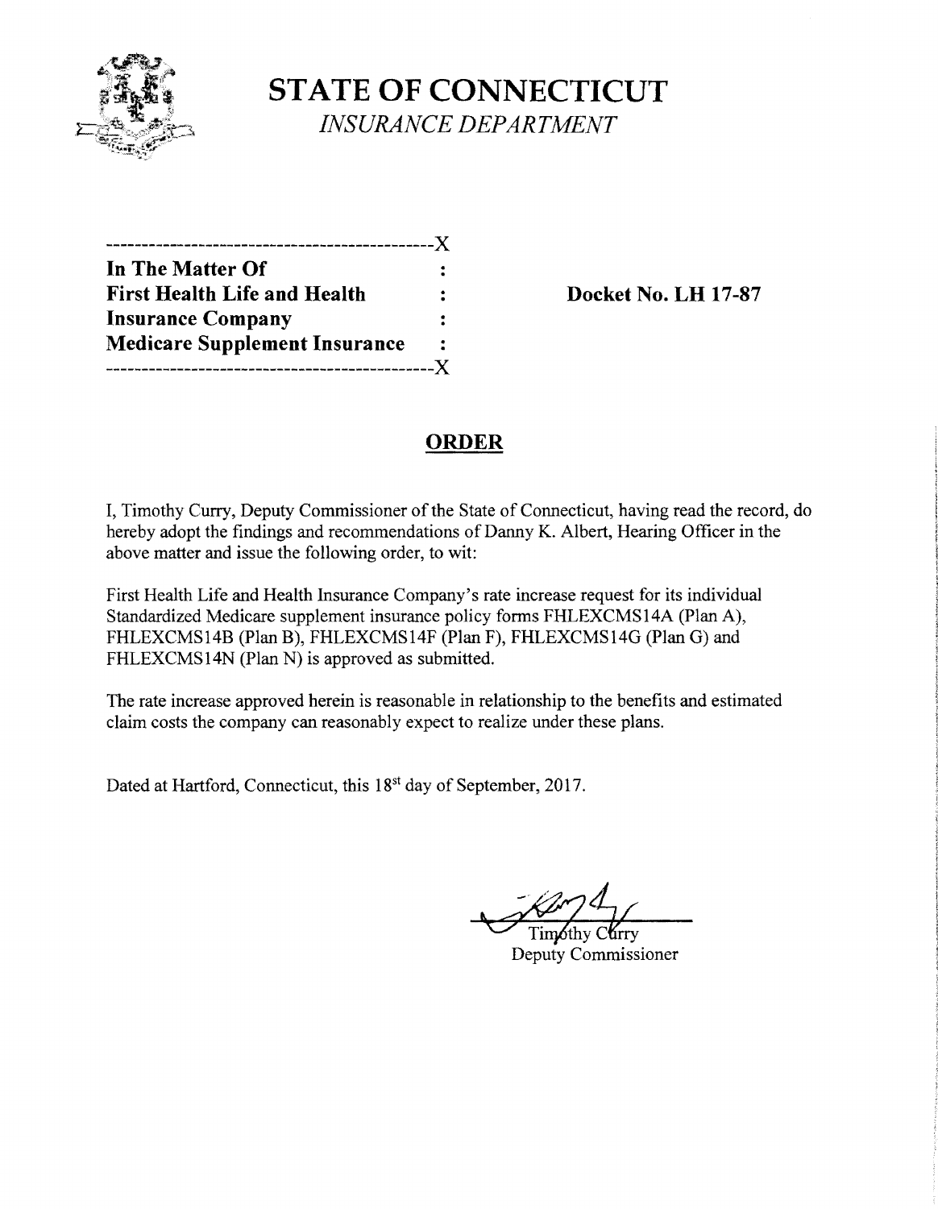# STATE OF CONNECTICUT

*INSURANCE DEPARTMENT*

---------------------------------------------X
**In The Matter Of** :
**First Health Life and Health** :
**Insurance Company** :
**Medicare Supplement Insurance** :
---------------------------------------------X

**Docket No. LH 17-87**

## ORDER

I, Timothy Curry, Deputy Commissioner of the State of Connecticut, having read the record, do hereby adopt the findings and recommendations of Danny K. Albert, Hearing Officer in the above matter and issue the following order, to wit:

First Health Life and Health Insurance Company's rate increase request for its individual Standardized Medicare supplement insurance policy forms FHLEXCMS14A (Plan A), FHLEXCMS14B (Plan B), FHLEXCMS14F (Plan F), FHLEXCMS14G (Plan G) and FHLEXCMS14N (Plan N) is approved as submitted.

The rate increase approved herein is reasonable in relationship to the benefits and estimated claim costs the company can reasonably expect to realize under these plans.

Dated at Hartford, Connecticut, this 18st day of September, 2017.

Timothy Curry
Deputy Commissioner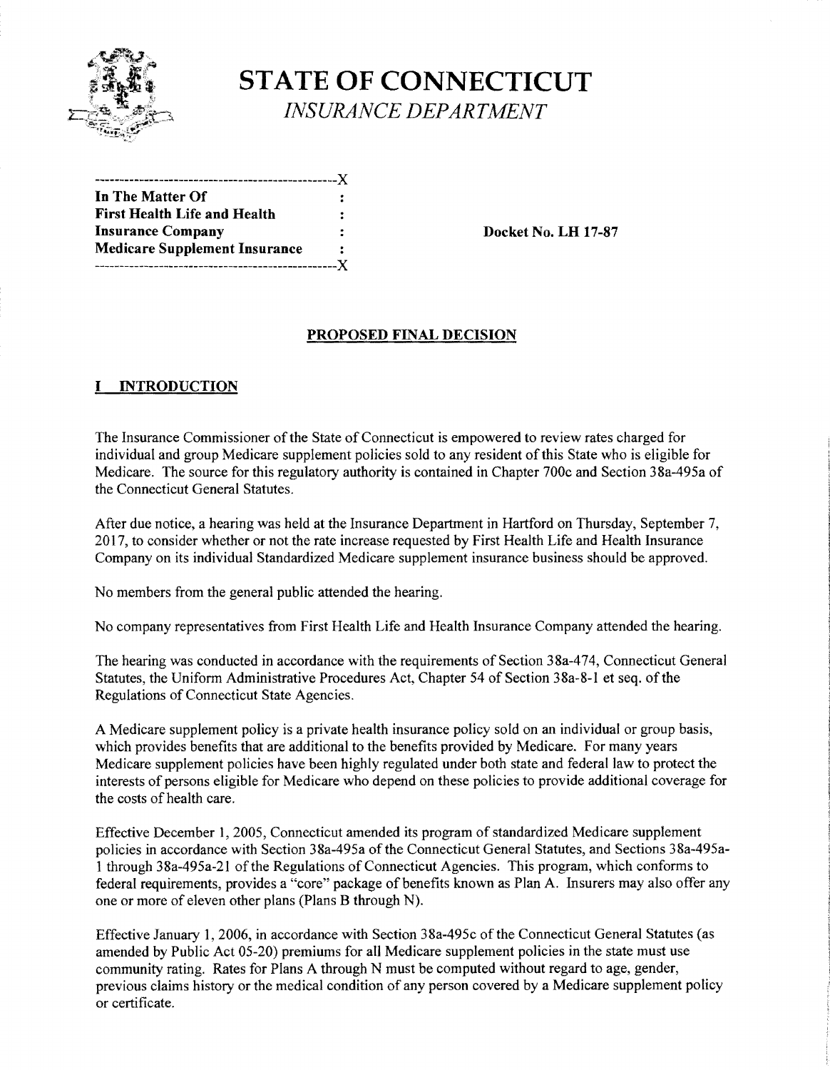# STATE OF CONNECTICUT

*INSURANCE DEPARTMENT*

```
-----------------------------------------------X
In The Matter Of                               :
First Health Life and Health                   :
Insurance Company                              :
Medicare Supplement Insurance                  :
-----------------------------------------------X
```

**In The Matter Of**
**First Health Life and Health**
**Insurance Company**
**Medicare Supplement Insurance**

**Docket No. LH 17-87**

## PROPOSED FINAL DECISION

## I INTRODUCTION

The Insurance Commissioner of the State of Connecticut is empowered to review rates charged for individual and group Medicare supplement policies sold to any resident of this State who is eligible for Medicare. The source for this regulatory authority is contained in Chapter 700c and Section 38a-495a of the Connecticut General Statutes.

After due notice, a hearing was held at the Insurance Department in Hartford on Thursday, September 7, 2017, to consider whether or not the rate increase requested by First Health Life and Health Insurance Company on its individual Standardized Medicare supplement insurance business should be approved.

No members from the general public attended the hearing.

No company representatives from First Health Life and Health Insurance Company attended the hearing.

The hearing was conducted in accordance with the requirements of Section 38a-474, Connecticut General Statutes, the Uniform Administrative Procedures Act, Chapter 54 of Section 38a-8-1 et seq. of the Regulations of Connecticut State Agencies.

A Medicare supplement policy is a private health insurance policy sold on an individual or group basis, which provides benefits that are additional to the benefits provided by Medicare. For many years Medicare supplement policies have been highly regulated under both state and federal law to protect the interests of persons eligible for Medicare who depend on these policies to provide additional coverage for the costs of health care.

Effective December 1, 2005, Connecticut amended its program of standardized Medicare supplement policies in accordance with Section 38a-495a of the Connecticut General Statutes, and Sections 38a-495a-1 through 38a-495a-21 of the Regulations of Connecticut Agencies. This program, which conforms to federal requirements, provides a "core" package of benefits known as Plan A. Insurers may also offer any one or more of eleven other plans (Plans B through N).

Effective January 1, 2006, in accordance with Section 38a-495c of the Connecticut General Statutes (as amended by Public Act 05-20) premiums for all Medicare supplement policies in the state must use community rating. Rates for Plans A through N must be computed without regard to age, gender, previous claims history or the medical condition of any person covered by a Medicare supplement policy or certificate.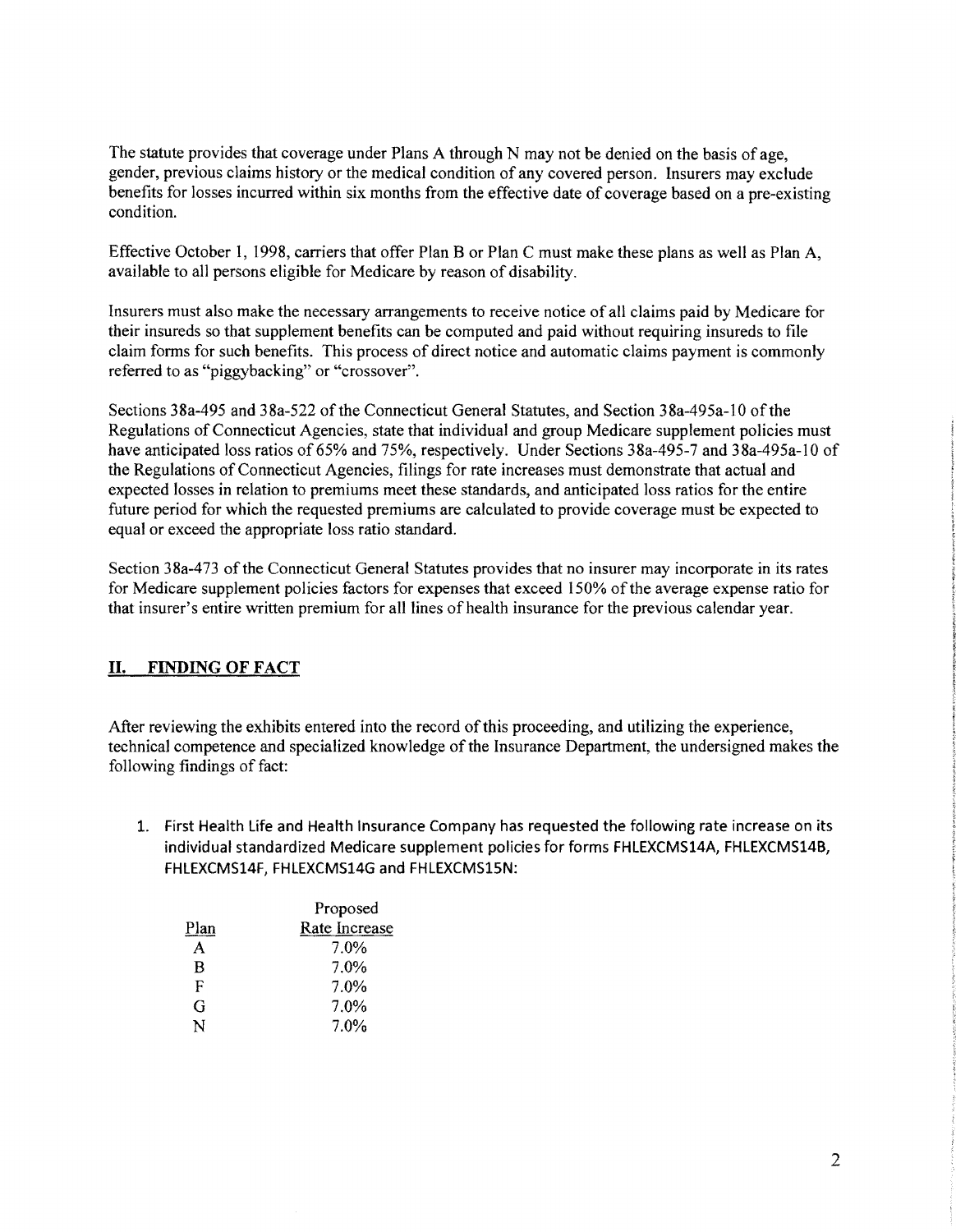The statute provides that coverage under Plans A through N may not be denied on the basis of age, gender, previous claims history or the medical condition of any covered person. Insurers may exclude benefits for losses incurred within six months from the effective date of coverage based on a pre-existing condition.

Effective October 1, 1998, carriers that offer Plan B or Plan C must make these plans as well as Plan A, available to all persons eligible for Medicare by reason of disability.

Insurers must also make the necessary arrangements to receive notice of all claims paid by Medicare for their insureds so that supplement benefits can be computed and paid without requiring insureds to file claim forms for such benefits. This process of direct notice and automatic claims payment is commonly referred to as "piggybacking" or "crossover".

Sections 38a-495 and 38a-522 of the Connecticut General Statutes, and Section 38a-495a-10 of the Regulations of Connecticut Agencies, state that individual and group Medicare supplement policies must have anticipated loss ratios of 65% and 75%, respectively. Under Sections 38a-495-7 and 38a-495a-10 of the Regulations of Connecticut Agencies, filings for rate increases must demonstrate that actual and expected losses in relation to premiums meet these standards, and anticipated loss ratios for the entire future period for which the requested premiums are calculated to provide coverage must be expected to equal or exceed the appropriate loss ratio standard.

Section 38a-473 of the Connecticut General Statutes provides that no insurer may incorporate in its rates for Medicare supplement policies factors for expenses that exceed 150% of the average expense ratio for that insurer's entire written premium for all lines of health insurance for the previous calendar year.

## II. FINDING OF FACT

After reviewing the exhibits entered into the record of this proceeding, and utilizing the experience, technical competence and specialized knowledge of the Insurance Department, the undersigned makes the following findings of fact:

1. First Health Life and Health Insurance Company has requested the following rate increase on its individual standardized Medicare supplement policies for forms FHLEXCMS14A, FHLEXCMS14B, FHLEXCMS14F, FHLEXCMS14G and FHLEXCMS15N:

| Plan | Proposed Rate Increase |
|---|---|
| A | 7.0% |
| B | 7.0% |
| F | 7.0% |
| G | 7.0% |
| N | 7.0% |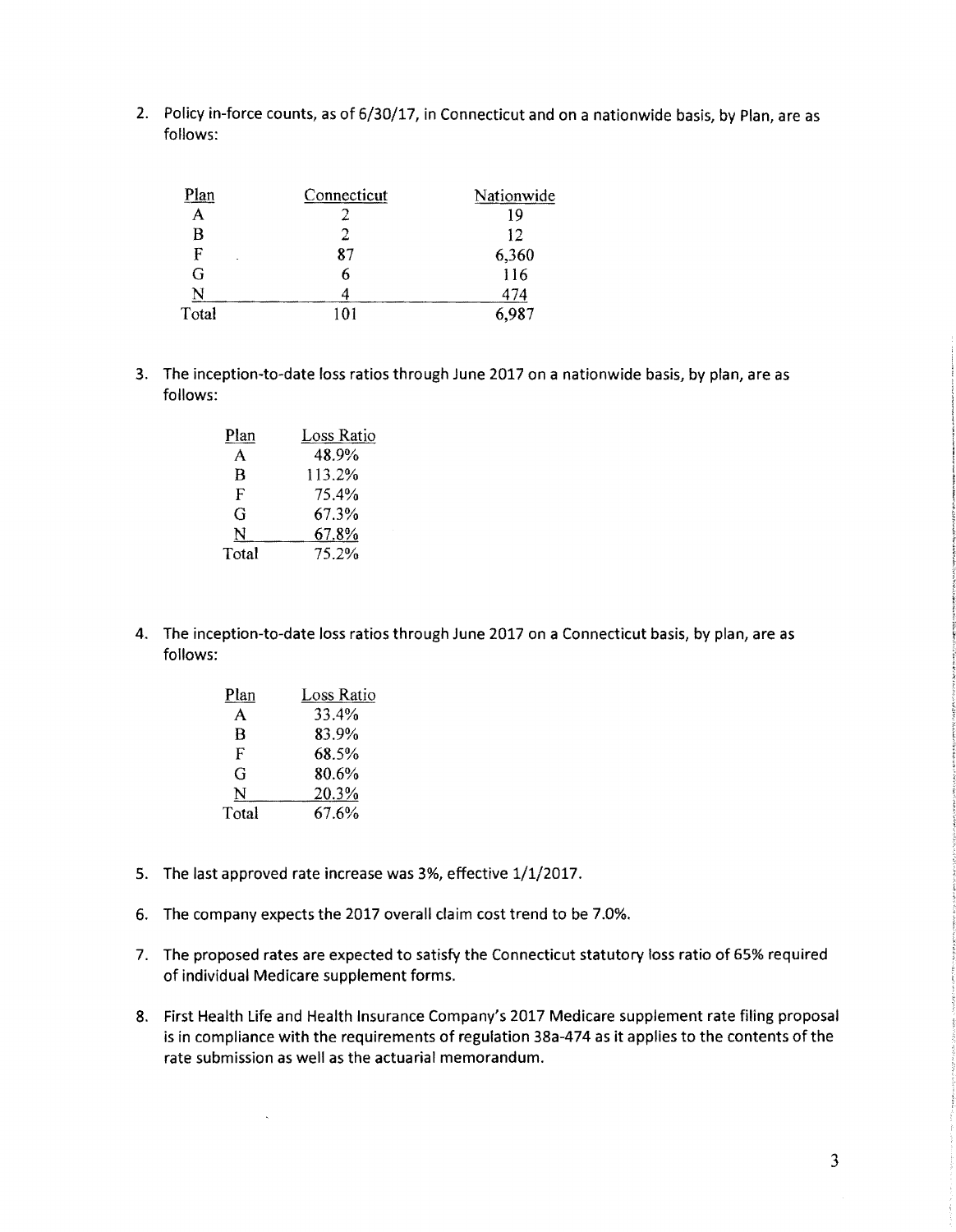2. Policy in-force counts, as of 6/30/17, in Connecticut and on a nationwide basis, by Plan, are as follows:

| Plan | Connecticut | Nationwide |
|---|---|---|
| A | 2 | 19 |
| B | 2 | 12 |
| F | 87 | 6,360 |
| G | 6 | 116 |
| N | 4 | 474 |
| Total | 101 | 6,987 |

3. The inception-to-date loss ratios through June 2017 on a nationwide basis, by plan, are as follows:

| Plan | Loss Ratio |
|---|---|
| A | 48.9% |
| B | 113.2% |
| F | 75.4% |
| G | 67.3% |
| N | 67.8% |
| Total | 75.2% |

4. The inception-to-date loss ratios through June 2017 on a Connecticut basis, by plan, are as follows:

| Plan | Loss Ratio |
|---|---|
| A | 33.4% |
| B | 83.9% |
| F | 68.5% |
| G | 80.6% |
| N | 20.3% |
| Total | 67.6% |

5. The last approved rate increase was 3%, effective 1/1/2017.

6. The company expects the 2017 overall claim cost trend to be 7.0%.

7. The proposed rates are expected to satisfy the Connecticut statutory loss ratio of 65% required of individual Medicare supplement forms.

8. First Health Life and Health Insurance Company's 2017 Medicare supplement rate filing proposal is in compliance with the requirements of regulation 38a-474 as it applies to the contents of the rate submission as well as the actuarial memorandum.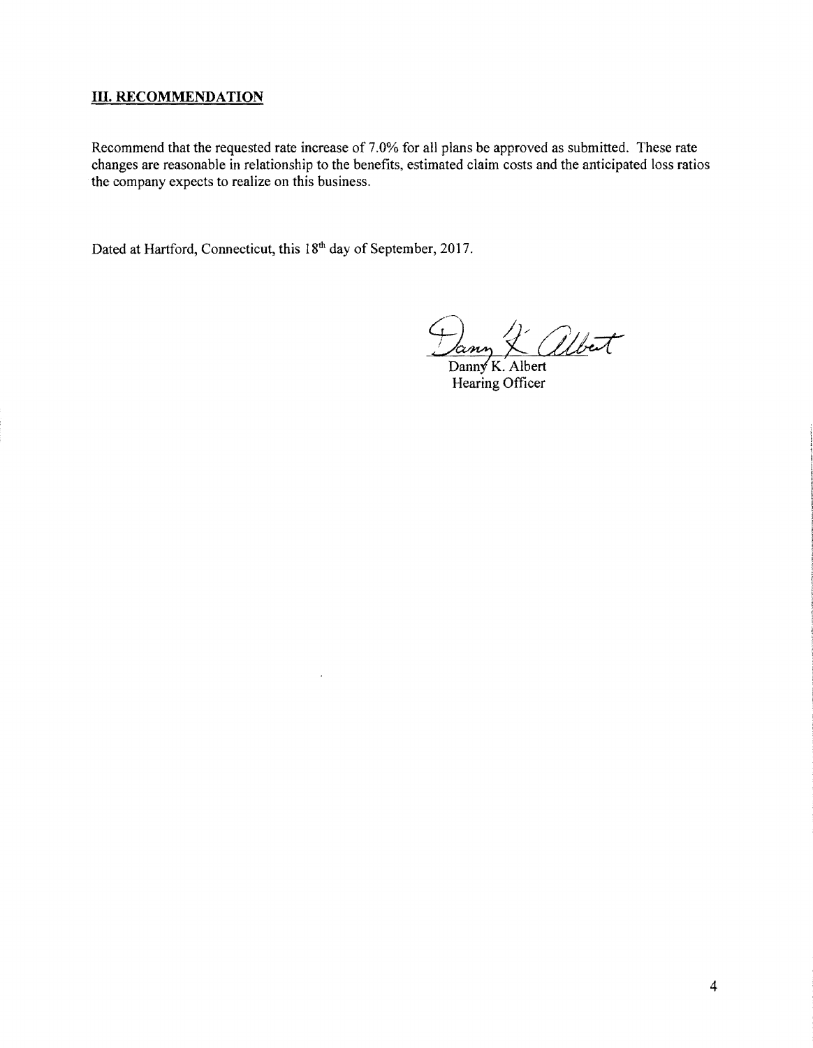## III. RECOMMENDATION

Recommend that the requested rate increase of 7.0% for all plans be approved as submitted. These rate changes are reasonable in relationship to the benefits, estimated claim costs and the anticipated loss ratios the company expects to realize on this business.

Dated at Hartford, Connecticut, this 18th day of September, 2017.

Danny K. Albert
Hearing Officer